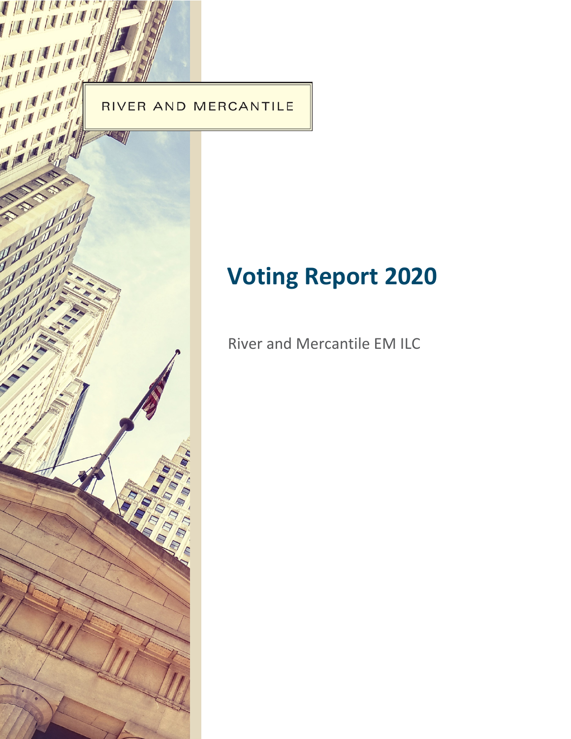RIVER AND MERCANTILE

# Voting Report 2020

River and Mercantile EM ILC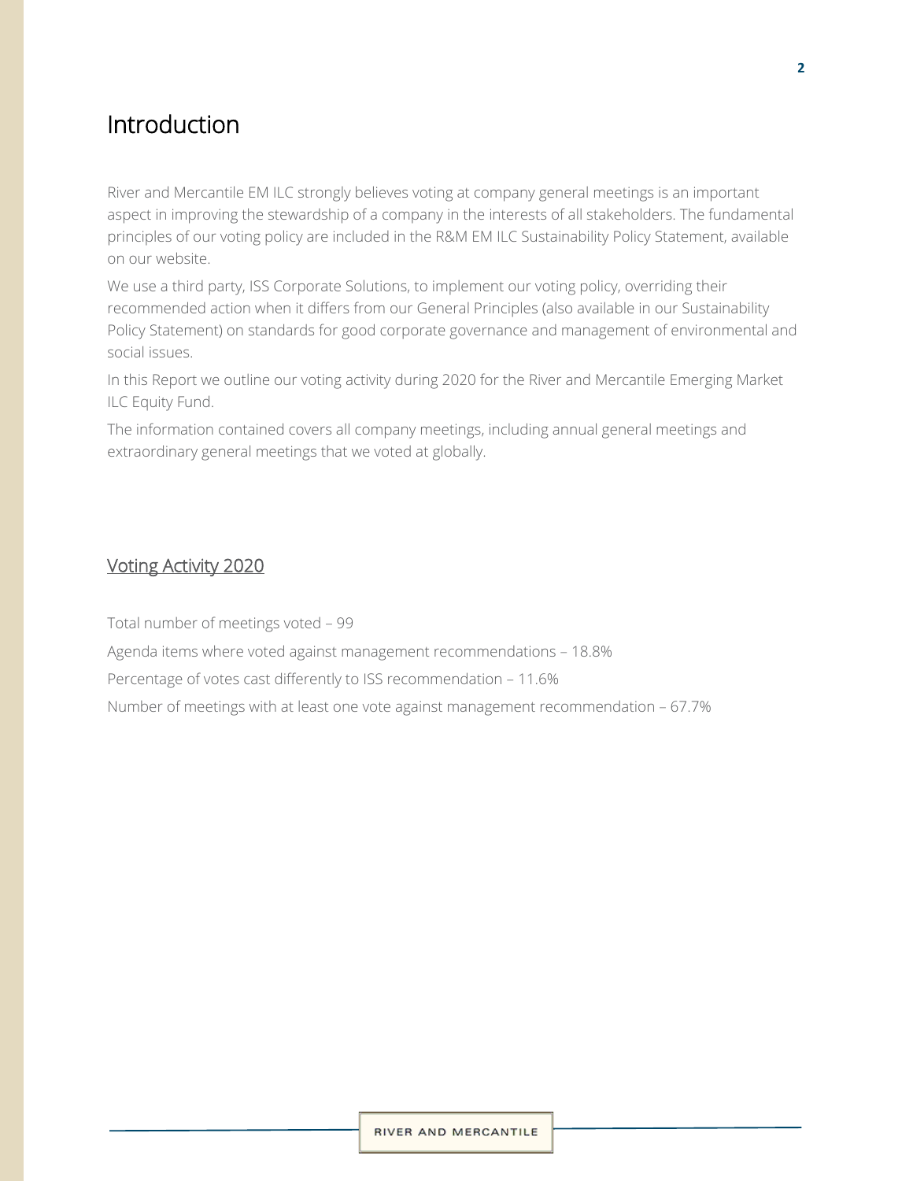# Introduction

River and Mercantile EM ILC strongly believes voting at company general meetings is an important aspect in improving the stewardship of a company in the interests of all stakeholders. The fundamental principles of our voting policy are included in the R&M EM ILC Sustainability Policy Statement, available on our website.

We use a third party, ISS Corporate Solutions, to implement our voting policy, overriding their recommended action when it differs from our General Principles (also available in our Sustainability Policy Statement) on standards for good corporate governance and management of environmental and social issues.

In this Report we outline our voting activity during 2020 for the River and Mercantile Emerging Market ILC Equity Fund.

The information contained covers all company meetings, including annual general meetings and extraordinary general meetings that we voted at globally.

## Voting Activity 2020

Total number of meetings voted – 99

Agenda items where voted against management recommendations – 18.8%

Percentage of votes cast differently to ISS recommendation – 11.6%

Number of meetings with at least one vote against management recommendation – 67.7%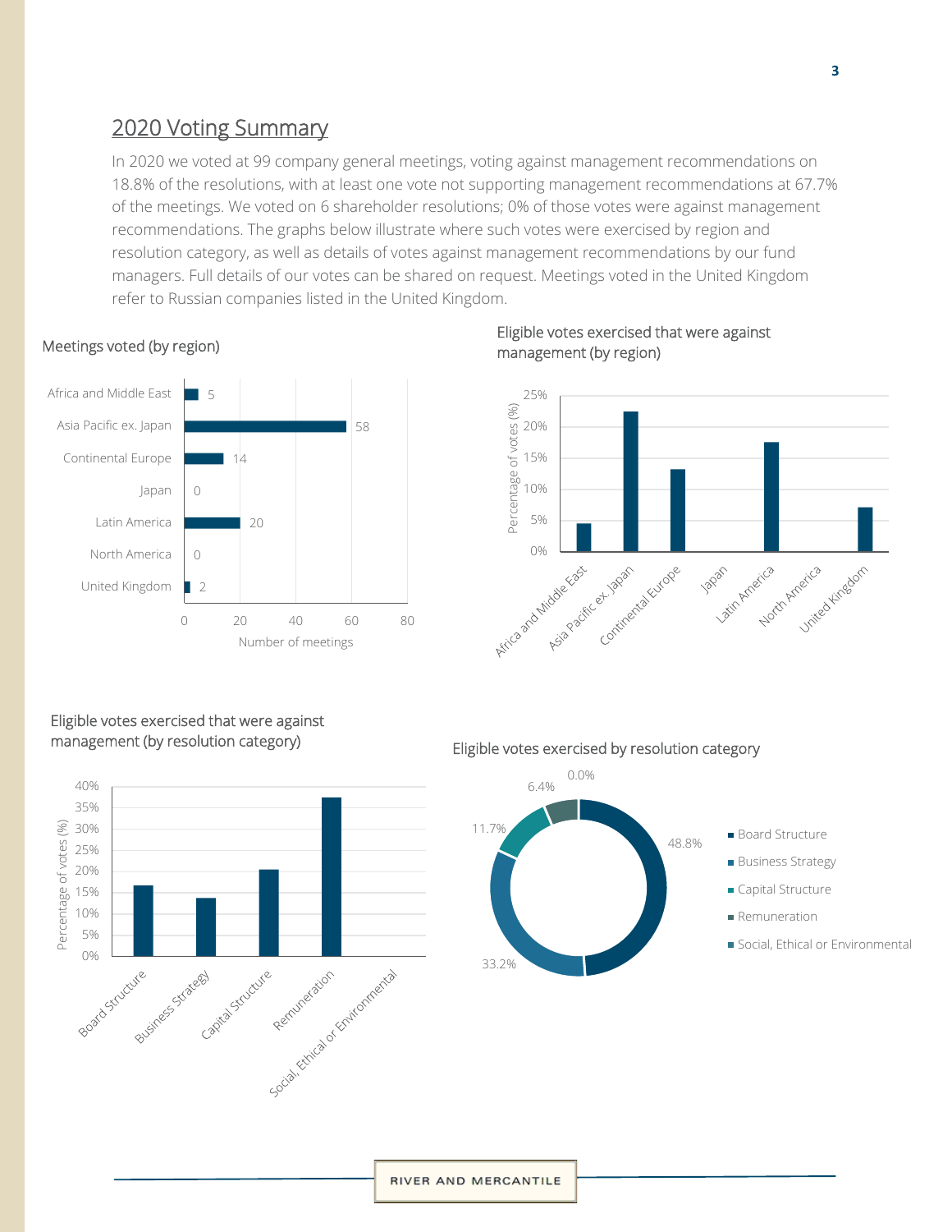## 2020 Voting Summary

In 2020 we voted at 99 company general meetings, voting against management recommendations on 18.8% of the resolutions, with at least one vote not supporting management recommendations at 67.7% of the meetings. We voted on 6 shareholder resolutions; 0% of those votes were against management recommendations. The graphs below illustrate where such votes were exercised by region and resolution category, as well as details of votes against management recommendations by our fund managers. Full details of our votes can be shared on request. Meetings voted in the United Kingdom refer to Russian companies listed in the United Kingdom.

**Meetings voted (by region)**

| Region | Number of meetings |
| --- | --- |
| Africa and Middle East | 5 |
| Asia Pacific ex. Japan | 58 |
| Continental Europe | 14 |
| Japan | 0 |
| Latin America | 20 |
| North America | 0 |
| United Kingdom | 2 |

**Eligible votes exercised that were against management (by region)**

Percentage of votes (%) by region: Africa and Middle East, Asia Pacific ex. Japan, Continental Europe, Japan, Latin America, North America, United Kingdom.

**Eligible votes exercised that were against management (by resolution category)**

Percentage of votes (%) by category: Board Structure, Business Strategy, Capital Structure, Remuneration, Social, Ethical or Environmental.

**Eligible votes exercised by resolution category**

| Category | % |
| --- | --- |
| Board Structure | 48.8% |
| Business Strategy | 33.2% |
| Capital Structure | 11.7% |
| Remuneration | 6.4% |
| Social, Ethical or Environmental | 0.0% |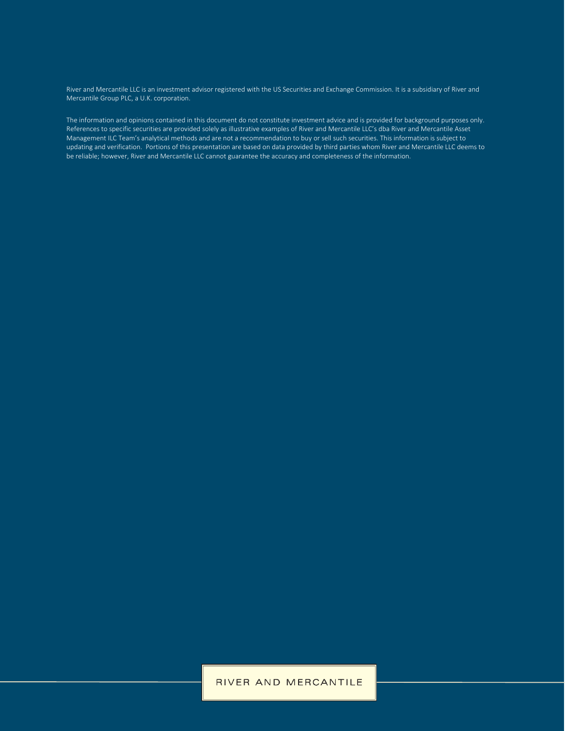River and Mercantile LLC is an investment advisor registered with the US Securities and Exchange Commission. It is a subsidiary of River and Mercantile Group PLC, a U.K. corporation.

The information and opinions contained in this document do not constitute investment advice and is provided for background purposes only. References to specific securities are provided solely as illustrative examples of River and Mercantile LLC's dba River and Mercantile Asset Management ILC Team's analytical methods and are not a recommendation to buy or sell such securities. This information is subject to updating and verification. Portions of this presentation are based on data provided by third parties whom River and Mercantile LLC deems to be reliable; however, River and Mercantile LLC cannot guarantee the accuracy and completeness of the information.

RIVER AND MERCANTILE